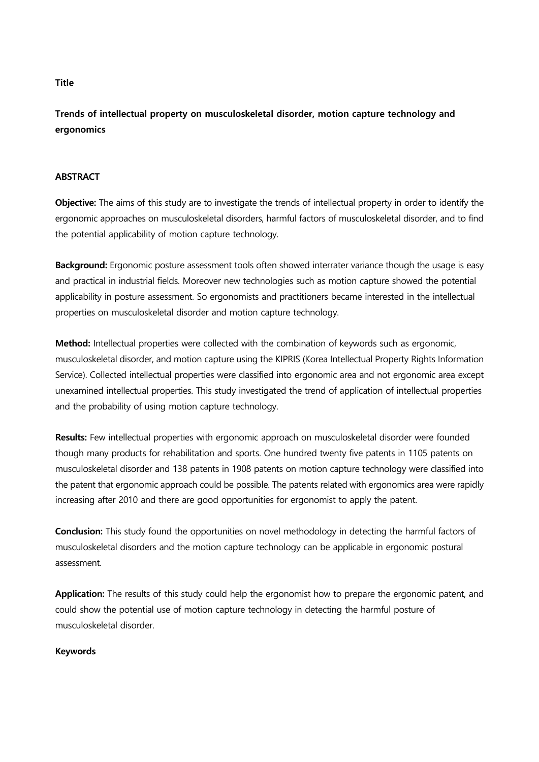**Title**

# Trends of intellectual property on musculoskeletal disorder, motion capture technology and ergonomics

## ABSTRACT

**Objective:** The aims of this study are to investigate the trends of intellectual property in order to identify the ergonomic approaches on musculoskeletal disorders, harmful factors of musculoskeletal disorder, and to find the potential applicability of motion capture technology.

**Background:** Ergonomic posture assessment tools often showed interrater variance though the usage is easy and practical in industrial fields. Moreover new technologies such as motion capture showed the potential applicability in posture assessment. So ergonomists and practitioners became interested in the intellectual properties on musculoskeletal disorder and motion capture technology.

**Method:** Intellectual properties were collected with the combination of keywords such as ergonomic, musculoskeletal disorder, and motion capture using the KIPRIS (Korea Intellectual Property Rights Information Service). Collected intellectual properties were classified into ergonomic area and not ergonomic area except unexamined intellectual properties. This study investigated the trend of application of intellectual properties and the probability of using motion capture technology.

**Results:** Few intellectual properties with ergonomic approach on musculoskeletal disorder were founded though many products for rehabilitation and sports. One hundred twenty five patents in 1105 patents on musculoskeletal disorder and 138 patents in 1908 patents on motion capture technology were classified into the patent that ergonomic approach could be possible. The patents related with ergonomics area were rapidly increasing after 2010 and there are good opportunities for ergonomist to apply the patent.

**Conclusion:** This study found the opportunities on novel methodology in detecting the harmful factors of musculoskeletal disorders and the motion capture technology can be applicable in ergonomic postural assessment.

**Application:** The results of this study could help the ergonomist how to prepare the ergonomic patent, and could show the potential use of motion capture technology in detecting the harmful posture of musculoskeletal disorder.

**Keywords**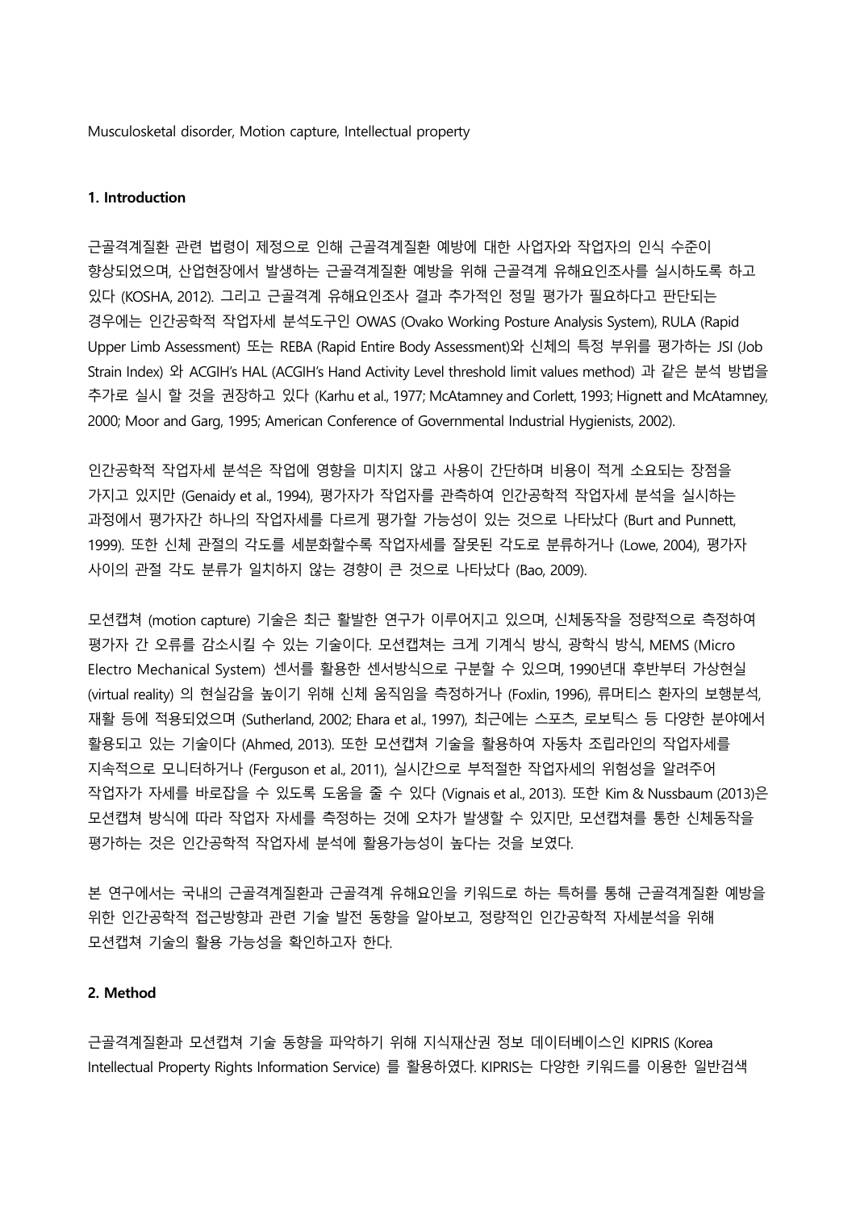Musculoskeletal disorder, Motion capture, Intellectual property

## 1. Introduction

근골격계질환 관련 법령이 제정으로 인해 근골격계질환 예방에 대한 사업자와 작업자의 인식 수준이 향상되었으며, 산업현장에서 발생하는 근골격계질환 예방을 위해 근골격계 유해요인조사를 실시하도록 하고 있다 (KOSHA, 2012). 그리고 근골격계 유해요인조사 결과 추가적인 정밀 평가가 필요하다고 판단되는 경우에는 인간공학적 작업자세 분석도구인 OWAS (Ovako Working Posture Analysis System), RULA (Rapid Upper Limb Assessment) 또는 REBA (Rapid Entire Body Assessment)와 신체의 특정 부위를 평가하는 JSI (Job Strain Index) 와 ACGIH's HAL (ACGIH's Hand Activity Level threshold limit values method) 과 같은 분석 방법을 추가로 실시 할 것을 권장하고 있다 (Karhu et al., 1977; McAtamney and Corlett, 1993; Hignett and McAtamney, 2000; Moor and Garg, 1995; American Conference of Governmental Industrial Hygienists, 2002).

인간공학적 작업자세 분석은 작업에 영향을 미치지 않고 사용이 간단하며 비용이 적게 소요되는 장점을 가지고 있지만 (Genaidy et al., 1994), 평가자가 작업자를 관측하여 인간공학적 작업자세 분석을 실시하는 과정에서 평가자간 하나의 작업자세를 다르게 평가할 가능성이 있는 것으로 나타났다 (Burt and Punnett, 1999). 또한 신체 관절의 각도를 세분화할수록 작업자세를 잘못된 각도로 분류하거나 (Lowe, 2004), 평가자 사이의 관절 각도 분류가 일치하지 않는 경향이 큰 것으로 나타났다 (Bao, 2009).

모션캡쳐 (motion capture) 기술은 최근 활발한 연구가 이루어지고 있으며, 신체동작을 정량적으로 측정하여 평가자 간 오류를 감소시킬 수 있는 기술이다. 모션캡쳐는 크게 기계식 방식, 광학식 방식, MEMS (Micro Electro Mechanical System) 센서를 활용한 센서방식으로 구분할 수 있으며, 1990년대 후반부터 가상현실 (virtual reality) 의 현실감을 높이기 위해 신체 움직임을 측정하거나 (Foxlin, 1996), 류머티스 환자의 보행분석, 재활 등에 적용되었으며 (Sutherland, 2002; Ehara et al., 1997), 최근에는 스포츠, 로보틱스 등 다양한 분야에서 활용되고 있는 기술이다 (Ahmed, 2013). 또한 모션캡쳐 기술을 활용하여 자동차 조립라인의 작업자세를 지속적으로 모니터하거나 (Ferguson et al., 2011), 실시간으로 부적절한 작업자세의 위험성을 알려주어 작업자가 자세를 바로잡을 수 있도록 도움을 줄 수 있다 (Vignais et al., 2013). 또한 Kim & Nussbaum (2013)은 모션캡쳐 방식에 따라 작업자 자세를 측정하는 것에 오차가 발생할 수 있지만, 모션캡쳐를 통한 신체동작을 평가하는 것은 인간공학적 작업자세 분석에 활용가능성이 높다는 것을 보였다.

본 연구에서는 국내의 근골격계질환과 근골격계 유해요인을 키워드로 하는 특허를 통해 근골격계질환 예방을 위한 인간공학적 접근방향과 관련 기술 발전 동향을 알아보고, 정량적인 인간공학적 자세분석을 위해 모션캡쳐 기술의 활용 가능성을 확인하고자 한다.

## 2. Method

근골격계질환과 모션캡쳐 기술 동향을 파악하기 위해 지식재산권 정보 데이터베이스인 KIPRIS (Korea Intellectual Property Rights Information Service) 를 활용하였다. KIPRIS는 다양한 키워드를 이용한 일반검색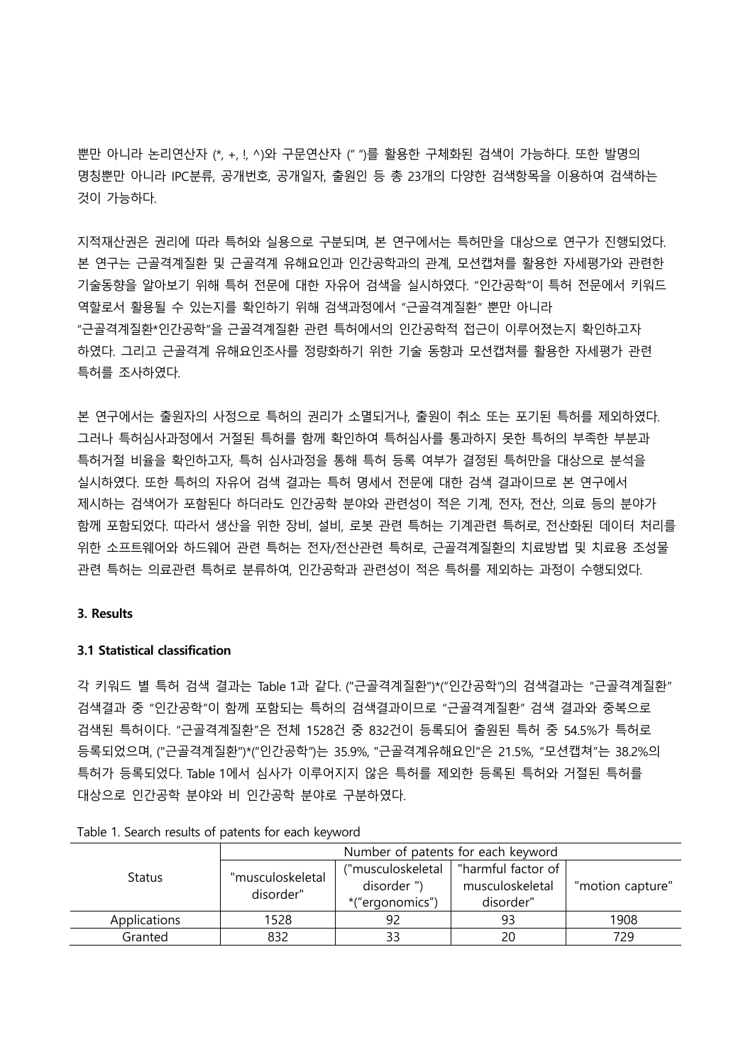뿐만 아니라 논리연산자 (*, +, !, ^)와 구문연산자 (" ")를 활용한 구체화된 검색이 가능하다. 또한 발명의 명칭뿐만 아니라 IPC분류, 공개번호, 공개일자, 출원인 등 총 23개의 다양한 검색항목을 이용하여 검색하는 것이 가능하다.

지적재산권은 권리에 따라 특허와 실용으로 구분되며, 본 연구에서는 특허만을 대상으로 연구가 진행되었다. 본 연구는 근골격계질환 및 근골격계 유해요인과 인간공학과의 관계, 모션캡쳐를 활용한 자세평가와 관련한 기술동향을 알아보기 위해 특허 전문에 대한 자유어 검색을 실시하였다. "인간공학"이 특허 전문에서 키워드 역할로서 활용될 수 있는지를 확인하기 위해 검색과정에서 "근골격계질환" 뿐만 아니라 "근골격계질환*인간공학"을 근골격계질환 관련 특허에서의 인간공학적 접근이 이루어졌는지 확인하고자 하였다. 그리고 근골격계 유해요인조사를 정량화하기 위한 기술 동향과 모션캡쳐를 활용한 자세평가 관련 특허를 조사하였다.

본 연구에서는 출원자의 사정으로 특허의 권리가 소멸되거나, 출원이 취소 또는 포기된 특허를 제외하였다. 그러나 특허심사과정에서 거절된 특허를 함께 확인하여 특허심사를 통과하지 못한 특허의 부족한 부분과 특허거절 비율을 확인하고자, 특허 심사과정을 통해 특허 등록 여부가 결정된 특허만을 대상으로 분석을 실시하였다. 또한 특허의 자유어 검색 결과는 특허 명세서 전문에 대한 검색 결과이므로 본 연구에서 제시하는 검색어가 포함된다 하더라도 인간공학 분야와 관련성이 적은 기계, 전자, 전산, 의료 등의 분야가 함께 포함되었다. 따라서 생산을 위한 장비, 설비, 로봇 관련 특허는 기계관련 특허로, 전산화된 데이터 처리를 위한 소프트웨어와 하드웨어 관련 특허는 전자/전산관련 특허로, 근골격계질환의 치료방법 및 치료용 조성물 관련 특허는 의료관련 특허로 분류하여, 인간공학과 관련성이 적은 특허를 제외하는 과정이 수행되었다.

### 3. Results

#### 3.1 Statistical classification

각 키워드 별 특허 검색 결과는 Table 1과 같다. ("근골격계질환")*("인간공학")의 검색결과는 "근골격계질환" 검색결과 중 "인간공학"이 함께 포함되는 특허의 검색결과이므로 "근골격계질환" 검색 결과와 중복으로 검색된 특허이다. "근골격계질환"은 전체 1528건 중 832건이 등록되어 출원된 특허 중 54.5%가 특허로 등록되었으며, ("근골격계질환")*("인간공학")는 35.9%, "근골격계유해요인"은 21.5%, "모션캡쳐"는 38.2%의 특허가 등록되었다. Table 1에서 심사가 이루어지지 않은 특허를 제외한 등록된 특허와 거절된 특허를 대상으로 인간공학 분야와 비 인간공학 분야로 구분하였다.

Table 1. Search results of patents for each keyword

| Status | Number of patents for each keyword | | | |
|---|---|---|---|---|
| | "musculoskeletal disorder" | ("musculoskeletal disorder ") *("ergonomics") | "harmful factor of musculoskeletal disorder" | "motion capture" |
| Applications | 1528 | 92 | 93 | 1908 |
| Granted | 832 | 33 | 20 | 729 |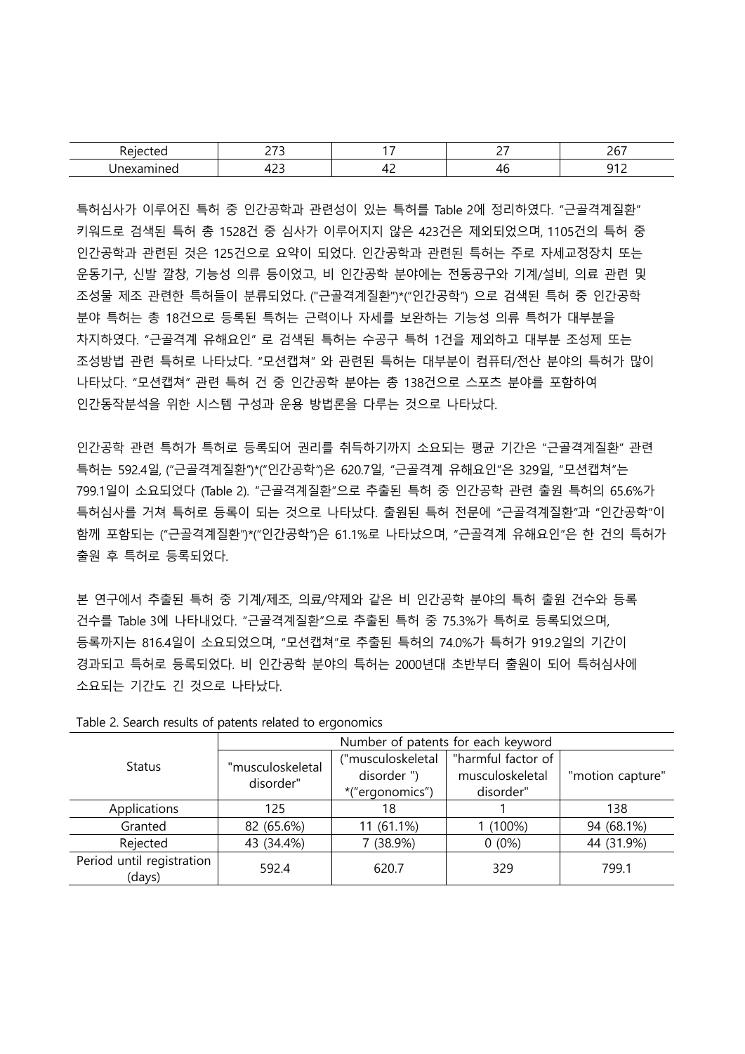| Rejected | 273 | 17 | 27 | 267 |
|---|---|---|---|---|
| Unexamined | 423 | 42 | 46 | 912 |

특허심사가 이루어진 특허 중 인간공학과 관련성이 있는 특허를 Table 2에 정리하였다. "근골격계질환" 키워드로 검색된 특허 총 1528건 중 심사가 이루어지지 않은 423건은 제외되었으며, 1105건의 특허 중 인간공학과 관련된 것은 125건으로 요약이 되었다. 인간공학과 관련된 특허는 주로 자세교정장치 또는 운동기구, 신발 깔창, 기능성 의류 등이었고, 비 인간공학 분야에는 전동공구와 기계/설비, 의료 관련 및 조성물 제조 관련한 특허들이 분류되었다. ("근골격계질환")*("인간공학") 으로 검색된 특허 중 인간공학 분야 특허는 총 18건으로 등록된 특허는 근력이나 자세를 보완하는 기능성 의류 특허가 대부분을 차지하였다. "근골격계 유해요인" 로 검색된 특허는 수공구 특허 1건을 제외하고 대부분 조성제 또는 조성방법 관련 특허로 나타났다. "모션캡쳐" 와 관련된 특허는 대부분이 컴퓨터/전산 분야의 특허가 많이 나타났다. "모션캡쳐" 관련 특허 건 중 인간공학 분야는 총 138건으로 스포츠 분야를 포함하여 인간동작분석을 위한 시스템 구성과 운용 방법론을 다루는 것으로 나타났다.

인간공학 관련 특허가 특허로 등록되어 권리를 취득하기까지 소요되는 평균 기간은 "근골격계질환" 관련 특허는 592.4일, ("근골격계질환")*("인간공학")은 620.7일, "근골격계 유해요인"은 329일, "모션캡쳐"는 799.1일이 소요되었다 (Table 2). "근골격계질환"으로 추출된 특허 중 인간공학 관련 출원 특허의 65.6%가 특허심사를 거쳐 특허로 등록이 되는 것으로 나타났다. 출원된 특허 전문에 "근골격계질환"과 "인간공학"이 함께 포함되는 ("근골격계질환")*("인간공학")은 61.1%로 나타났으며, "근골격계 유해요인"은 한 건의 특허가 출원 후 특허로 등록되었다.

본 연구에서 추출된 특허 중 기계/제조, 의료/약제와 같은 비 인간공학 분야의 특허 출원 건수와 등록 건수를 Table 3에 나타내었다. "근골격계질환"으로 추출된 특허 중 75.3%가 특허로 등록되었으며, 등록까지는 816.4일이 소요되었으며, "모션캡쳐"로 추출된 특허의 74.0%가 특허가 919.2일의 기간이 경과되고 특허로 등록되었다. 비 인간공학 분야의 특허는 2000년대 초반부터 출원이 되어 특허심사에 소요되는 기간도 긴 것으로 나타났다.

Table 2. Search results of patents related to ergonomics

| Status | Number of patents for each keyword | | | |
|---|---|---|---|---|
| | "musculoskeletal disorder" | ("musculoskeletal disorder ") *("ergonomics") | "harmful factor of musculoskeletal disorder" | "motion capture" |
| Applications | 125 | 18 | 1 | 138 |
| Granted | 82 (65.6%) | 11 (61.1%) | 1 (100%) | 94 (68.1%) |
| Rejected | 43 (34.4%) | 7 (38.9%) | 0 (0%) | 44 (31.9%) |
| Period until registration (days) | 592.4 | 620.7 | 329 | 799.1 |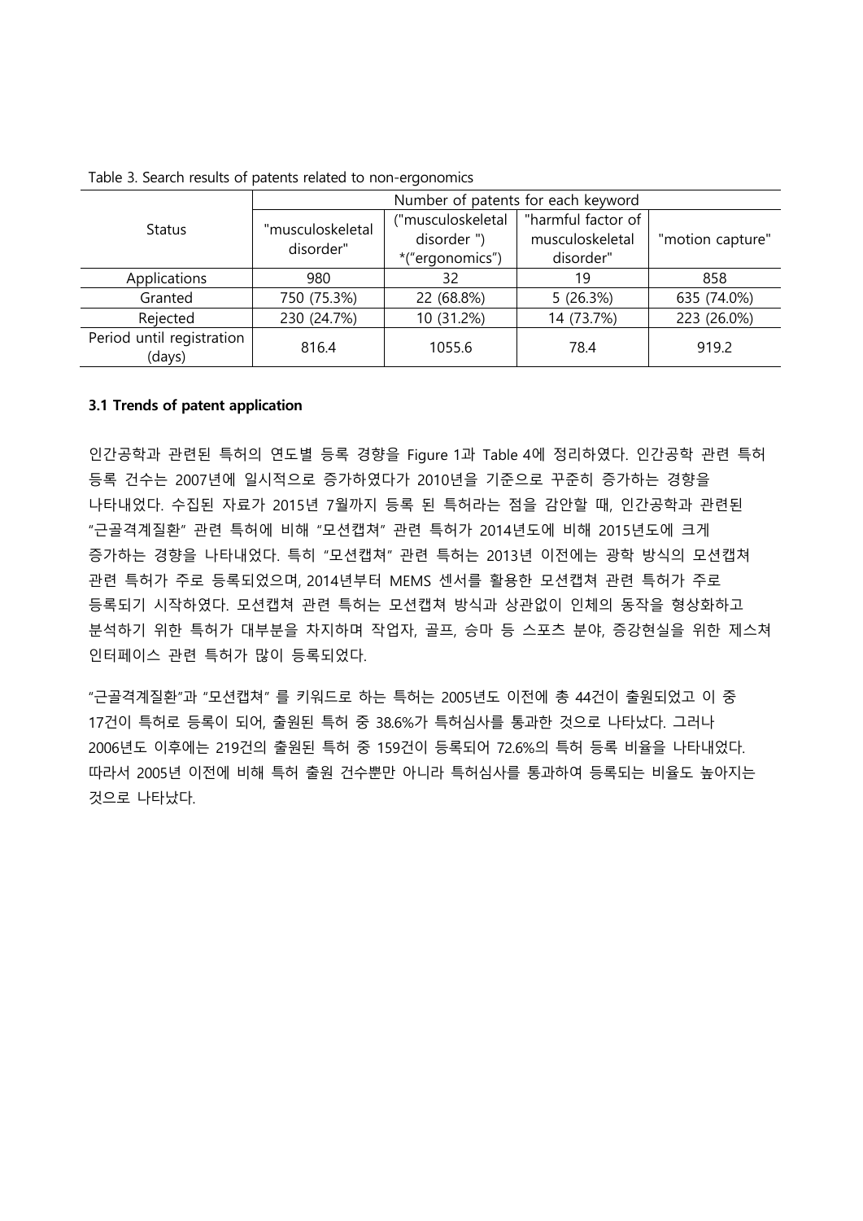Table 3. Search results of patents related to non-ergonomics

| Status | Number of patents for each keyword | | | |
|---|---|---|---|---|
| | "musculoskeletal disorder" | ("musculoskeletal disorder ") *("ergonomics") | "harmful factor of musculoskeletal disorder" | "motion capture" |
| Applications | 980 | 32 | 19 | 858 |
| Granted | 750 (75.3%) | 22 (68.8%) | 5 (26.3%) | 635 (74.0%) |
| Rejected | 230 (24.7%) | 10 (31.2%) | 14 (73.7%) | 223 (26.0%) |
| Period until registration (days) | 816.4 | 1055.6 | 78.4 | 919.2 |

### 3.1 Trends of patent application

인간공학과 관련된 특허의 연도별 등록 경향을 Figure 1과 Table 4에 정리하였다. 인간공학 관련 특허 등록 건수는 2007년에 일시적으로 증가하였다가 2010년을 기준으로 꾸준히 증가하는 경향을 나타내었다. 수집된 자료가 2015년 7월까지 등록 된 특허라는 점을 감안할 때, 인간공학과 관련된 "근골격계질환" 관련 특허에 비해 "모션캡쳐" 관련 특허가 2014년도에 비해 2015년도에 크게 증가하는 경향을 나타내었다. 특히 "모션캡쳐" 관련 특허는 2013년 이전에는 광학 방식의 모션캡쳐 관련 특허가 주로 등록되었으며, 2014년부터 MEMS 센서를 활용한 모션캡쳐 관련 특허가 주로 등록되기 시작하였다. 모션캡쳐 관련 특허는 모션캡쳐 방식과 상관없이 인체의 동작을 형상화하고 분석하기 위한 특허가 대부분을 차지하며 작업자, 골프, 승마 등 스포츠 분야, 증강현실을 위한 제스쳐 인터페이스 관련 특허가 많이 등록되었다.

"근골격계질환"과 "모션캡쳐" 를 키워드로 하는 특허는 2005년도 이전에 총 44건이 출원되었고 이 중 17건이 특허로 등록이 되어, 출원된 특허 중 38.6%가 특허심사를 통과한 것으로 나타났다. 그러나 2006년도 이후에는 219건의 출원된 특허 중 159건이 등록되어 72.6%의 특허 등록 비율을 나타내었다. 따라서 2005년 이전에 비해 특허 출원 건수뿐만 아니라 특허심사를 통과하여 등록되는 비율도 높아지는 것으로 나타났다.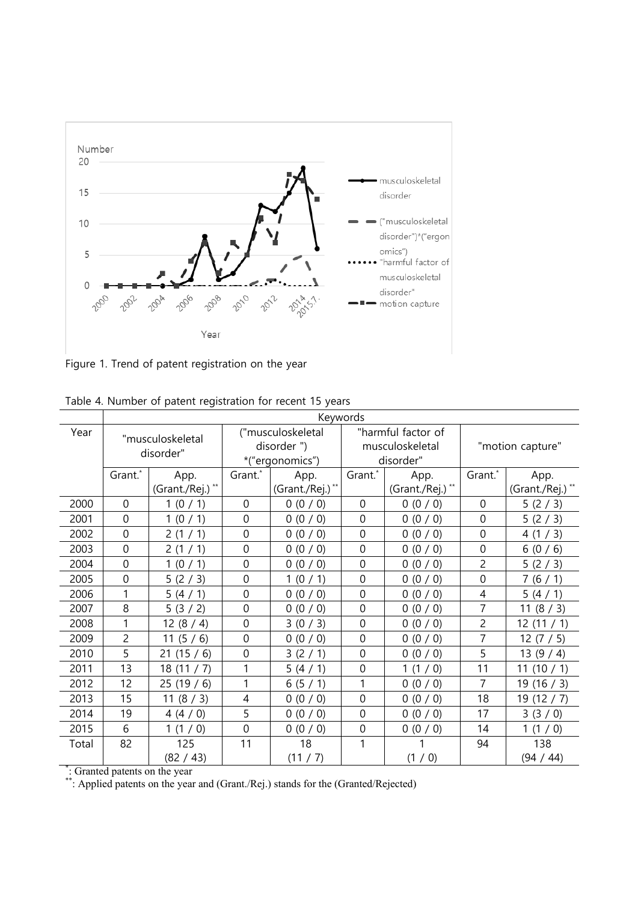Figure 1. Trend of patent registration on the year

Table 4. Number of patent registration for recent 15 years

| Year | Keywords | | | | | | | |
|---|---|---|---|---|---|---|---|---|
| | "musculoskeletal disorder" | | ("musculoskeletal disorder ") *("ergonomics") | | "harmful factor of musculoskeletal disorder" | | "motion capture" | |
| | Grant.* | App. (Grant./Rej.) ** | Grant.* | App. (Grant./Rej.) ** | Grant.* | App. (Grant./Rej.) ** | Grant.* | App. (Grant./Rej.) ** |
| 2000 | 0 | 1 (0 / 1) | 0 | 0 (0 / 0) | 0 | 0 (0 / 0) | 0 | 5 (2 / 3) |
| 2001 | 0 | 1 (0 / 1) | 0 | 0 (0 / 0) | 0 | 0 (0 / 0) | 0 | 5 (2 / 3) |
| 2002 | 0 | 2 (1 / 1) | 0 | 0 (0 / 0) | 0 | 0 (0 / 0) | 0 | 4 (1 / 3) |
| 2003 | 0 | 2 (1 / 1) | 0 | 0 (0 / 0) | 0 | 0 (0 / 0) | 0 | 6 (0 / 6) |
| 2004 | 0 | 1 (0 / 1) | 0 | 0 (0 / 0) | 0 | 0 (0 / 0) | 2 | 5 (2 / 3) |
| 2005 | 0 | 5 (2 / 3) | 0 | 1 (0 / 1) | 0 | 0 (0 / 0) | 0 | 7 (6 / 1) |
| 2006 | 1 | 5 (4 / 1) | 0 | 0 (0 / 0) | 0 | 0 (0 / 0) | 4 | 5 (4 / 1) |
| 2007 | 8 | 5 (3 / 2) | 0 | 0 (0 / 0) | 0 | 0 (0 / 0) | 7 | 11 (8 / 3) |
| 2008 | 1 | 12 (8 / 4) | 0 | 3 (0 / 3) | 0 | 0 (0 / 0) | 2 | 12 (11 / 1) |
| 2009 | 2 | 11 (5 / 6) | 0 | 0 (0 / 0) | 0 | 0 (0 / 0) | 7 | 12 (7 / 5) |
| 2010 | 5 | 21 (15 / 6) | 0 | 3 (2 / 1) | 0 | 0 (0 / 0) | 5 | 13 (9 / 4) |
| 2011 | 13 | 18 (11 / 7) | 1 | 5 (4 / 1) | 0 | 1 (1 / 0) | 11 | 11 (10 / 1) |
| 2012 | 12 | 25 (19 / 6) | 1 | 6 (5 / 1) | 1 | 0 (0 / 0) | 7 | 19 (16 / 3) |
| 2013 | 15 | 11 (8 / 3) | 4 | 0 (0 / 0) | 0 | 0 (0 / 0) | 18 | 19 (12 / 7) |
| 2014 | 19 | 4 (4 / 0) | 5 | 0 (0 / 0) | 0 | 0 (0 / 0) | 17 | 3 (3 / 0) |
| 2015 | 6 | 1 (1 / 0) | 0 | 0 (0 / 0) | 0 | 0 (0 / 0) | 14 | 1 (1 / 0) |
| Total | 82 | 125 (82 / 43) | 11 | 18 (11 / 7) | 1 | 1 (1 / 0) | 94 | 138 (94 / 44) |

*: Granted patents on the year

**: Applied patents on the year and (Grant./Rej.) stands for the (Granted/Rejected)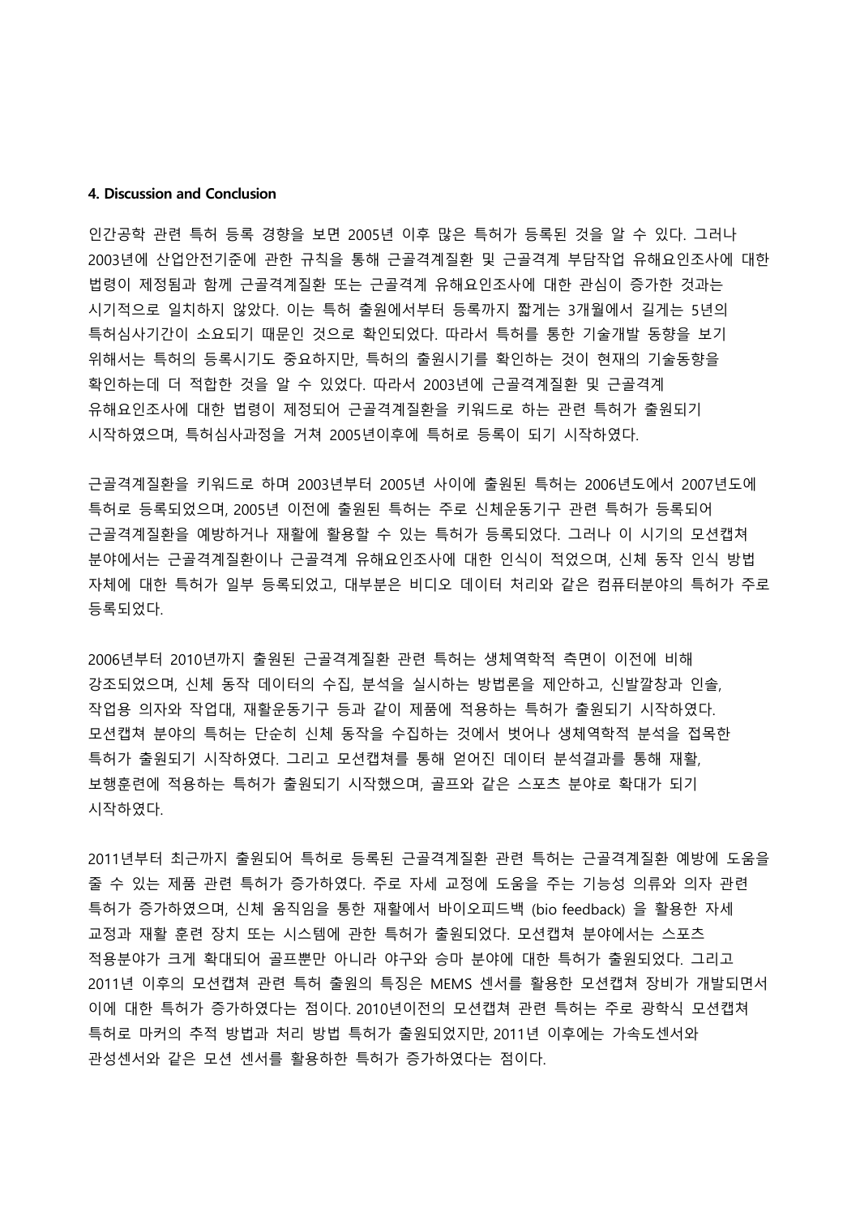#### 4. Discussion and Conclusion

인간공학 관련 특허 등록 경향을 보면 2005년 이후 많은 특허가 등록된 것을 알 수 있다. 그러나 2003년에 산업안전기준에 관한 규칙을 통해 근골격계질환 및 근골격계 부담작업 유해요인조사에 대한 법령이 제정됨과 함께 근골격계질환 또는 근골격계 유해요인조사에 대한 관심이 증가한 것과는 시기적으로 일치하지 않았다. 이는 특허 출원에서부터 등록까지 짧게는 3개월에서 길게는 5년의 특허심사기간이 소요되기 때문인 것으로 확인되었다. 따라서 특허를 통한 기술개발 동향을 보기 위해서는 특허의 등록시기도 중요하지만, 특허의 출원시기를 확인하는 것이 현재의 기술동향을 확인하는데 더 적합한 것을 알 수 있었다. 따라서 2003년에 근골격계질환 및 근골격계 유해요인조사에 대한 법령이 제정되어 근골격계질환을 키워드로 하는 관련 특허가 출원되기 시작하였으며, 특허심사과정을 거쳐 2005년이후에 특허로 등록이 되기 시작하였다.

근골격계질환을 키워드로 하며 2003년부터 2005년 사이에 출원된 특허는 2006년도에서 2007년도에 특허로 등록되었으며, 2005년 이전에 출원된 특허는 주로 신체운동기구 관련 특허가 등록되어 근골격계질환을 예방하거나 재활에 활용할 수 있는 특허가 등록되었다. 그러나 이 시기의 모션캡쳐 분야에서는 근골격계질환이나 근골격계 유해요인조사에 대한 인식이 적었으며, 신체 동작 인식 방법 자체에 대한 특허가 일부 등록되었고, 대부분은 비디오 데이터 처리와 같은 컴퓨터분야의 특허가 주로 등록되었다.

2006년부터 2010년까지 출원된 근골격계질환 관련 특허는 생체역학적 측면이 이전에 비해 강조되었으며, 신체 동작 데이터의 수집, 분석을 실시하는 방법론을 제안하고, 신발깔창과 인솔, 작업용 의자와 작업대, 재활운동기구 등과 같이 제품에 적용하는 특허가 출원되기 시작하였다. 모션캡쳐 분야의 특허는 단순히 신체 동작을 수집하는 것에서 벗어나 생체역학적 분석을 접목한 특허가 출원되기 시작하였다. 그리고 모션캡쳐를 통해 얻어진 데이터 분석결과를 통해 재활, 보행훈련에 적용하는 특허가 출원되기 시작했으며, 골프와 같은 스포츠 분야로 확대가 되기 시작하였다.

2011년부터 최근까지 출원되어 특허로 등록된 근골격계질환 관련 특허는 근골격계질환 예방에 도움을 줄 수 있는 제품 관련 특허가 증가하였다. 주로 자세 교정에 도움을 주는 기능성 의류와 의자 관련 특허가 증가하였으며, 신체 움직임을 통한 재활에서 바이오피드백 (bio feedback) 을 활용한 자세 교정과 재활 훈련 장치 또는 시스템에 관한 특허가 출원되었다. 모션캡쳐 분야에서는 스포츠 적용분야가 크게 확대되어 골프뿐만 아니라 야구와 승마 분야에 대한 특허가 출원되었다. 그리고 2011년 이후의 모션캡쳐 관련 특허 출원의 특징은 MEMS 센서를 활용한 모션캡쳐 장비가 개발되면서 이에 대한 특허가 증가하였다는 점이다. 2010년이전의 모션캡쳐 관련 특허는 주로 광학식 모션캡쳐 특허로 마커의 추적 방법과 처리 방법 특허가 출원되었지만, 2011년 이후에는 가속도센서와 관성센서와 같은 모션 센서를 활용한 특허가 증가하였다는 점이다.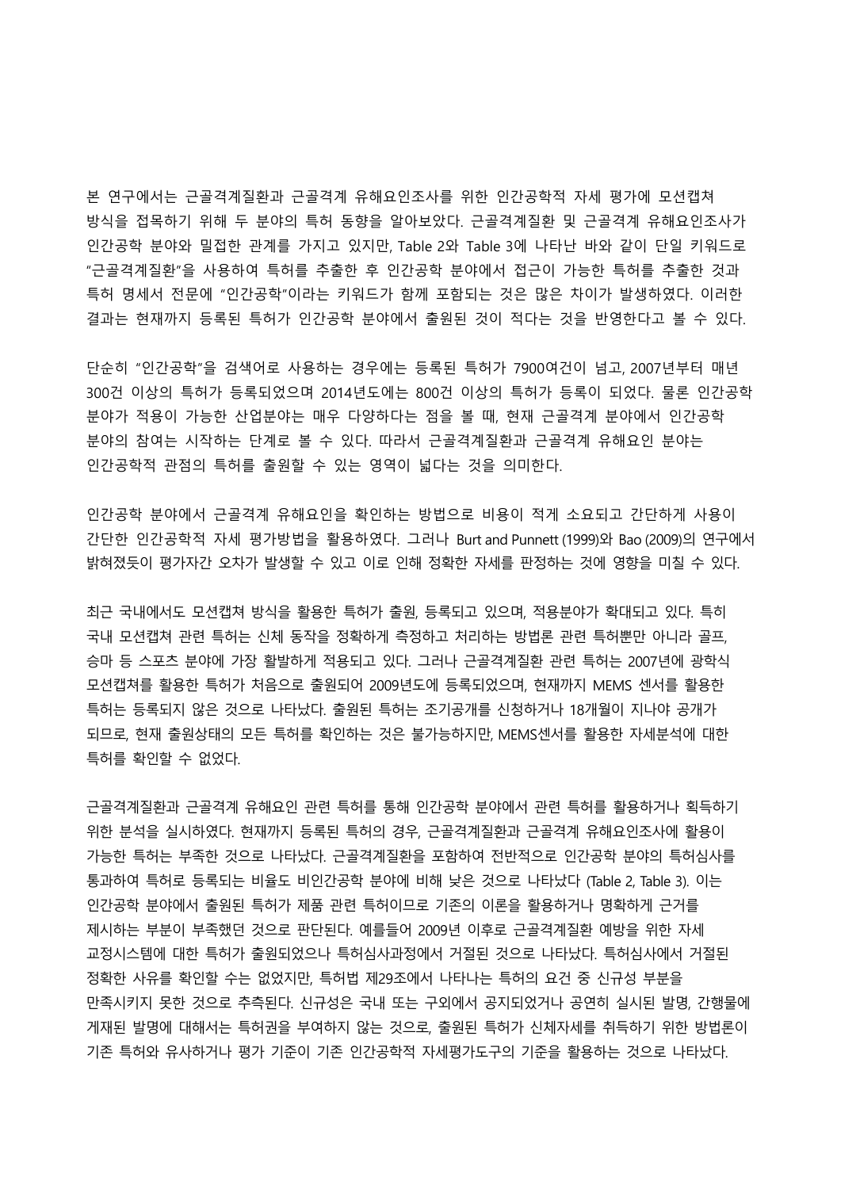본 연구에서는 근골격계질환과 근골격계 유해요인조사를 위한 인간공학적 자세 평가에 모션캡쳐 방식을 접목하기 위해 두 분야의 특허 동향을 알아보았다. 근골격계질환 및 근골격계 유해요인조사가 인간공학 분야와 밀접한 관계를 가지고 있지만, Table 2와 Table 3에 나타난 바와 같이 단일 키워드로 "근골격계질환"을 사용하여 특허를 추출한 후 인간공학 분야에서 접근이 가능한 특허를 추출한 것과 특허 명세서 전문에 "인간공학"이라는 키워드가 함께 포함되는 것은 많은 차이가 발생하였다. 이러한 결과는 현재까지 등록된 특허가 인간공학 분야에서 출원된 것이 적다는 것을 반영한다고 볼 수 있다.

단순히 "인간공학"을 검색어로 사용하는 경우에는 등록된 특허가 7900여건이 넘고, 2007년부터 매년 300건 이상의 특허가 등록되었으며 2014년도에는 800건 이상의 특허가 등록이 되었다. 물론 인간공학 분야가 적용이 가능한 산업분야는 매우 다양하다는 점을 볼 때, 현재 근골격계 분야에서 인간공학 분야의 참여는 시작하는 단계로 볼 수 있다. 따라서 근골격계질환과 근골격계 유해요인 분야는 인간공학적 관점의 특허를 출원할 수 있는 영역이 넓다는 것을 의미한다.

인간공학 분야에서 근골격계 유해요인을 확인하는 방법으로 비용이 적게 소요되고 간단하게 사용이 간단한 인간공학적 자세 평가방법을 활용하였다. 그러나 Burt and Punnett (1999)와 Bao (2009)의 연구에서 밝혀졌듯이 평가자간 오차가 발생할 수 있고 이로 인해 정확한 자세를 판정하는 것에 영향을 미칠 수 있다.

최근 국내에서도 모션캡쳐 방식을 활용한 특허가 출원, 등록되고 있으며, 적용분야가 확대되고 있다. 특히 국내 모션캡쳐 관련 특허는 신체 동작을 정확하게 측정하고 처리하는 방법론 관련 특허뿐만 아니라 골프, 승마 등 스포츠 분야에 가장 활발하게 적용되고 있다. 그러나 근골격계질환 관련 특허는 2007년에 광학식 모션캡쳐를 활용한 특허가 처음으로 출원되어 2009년도에 등록되었으며, 현재까지 MEMS 센서를 활용한 특허는 등록되지 않은 것으로 나타났다. 출원된 특허는 조기공개를 신청하거나 18개월이 지나야 공개가 되므로, 현재 출원상태의 모든 특허를 확인하는 것은 불가능하지만, MEMS센서를 활용한 자세분석에 대한 특허를 확인할 수 없었다.

근골격계질환과 근골격계 유해요인 관련 특허를 통해 인간공학 분야에서 관련 특허를 활용하거나 획득하기 위한 분석을 실시하였다. 현재까지 등록된 특허의 경우, 근골격계질환과 근골격계 유해요인조사에 활용이 가능한 특허는 부족한 것으로 나타났다. 근골격계질환을 포함하여 전반적으로 인간공학 분야의 특허심사를 통과하여 특허로 등록되는 비율도 비인간공학 분야에 비해 낮은 것으로 나타났다 (Table 2, Table 3). 이는 인간공학 분야에서 출원된 특허가 제품 관련 특허이므로 기존의 이론을 활용하거나 명확하게 근거를 제시하는 부분이 부족했던 것으로 판단된다. 예를들어 2009년 이후로 근골격계질환 예방을 위한 자세 교정시스템에 대한 특허가 출원되었으나 특허심사과정에서 거절된 것으로 나타났다. 특허심사에서 거절된 정확한 사유를 확인할 수는 없었지만, 특허법 제29조에서 나타나는 특허의 요건 중 신규성 부분을 만족시키지 못한 것으로 추측된다. 신규성은 국내 또는 구외에서 공지되었거나 공연히 실시된 발명, 간행물에 게재된 발명에 대해서는 특허권을 부여하지 않는 것으로, 출원된 특허가 신체자세를 취득하기 위한 방법론이 기존 특허와 유사하거나 평가 기준이 기존 인간공학적 자세평가도구의 기준을 활용하는 것으로 나타났다.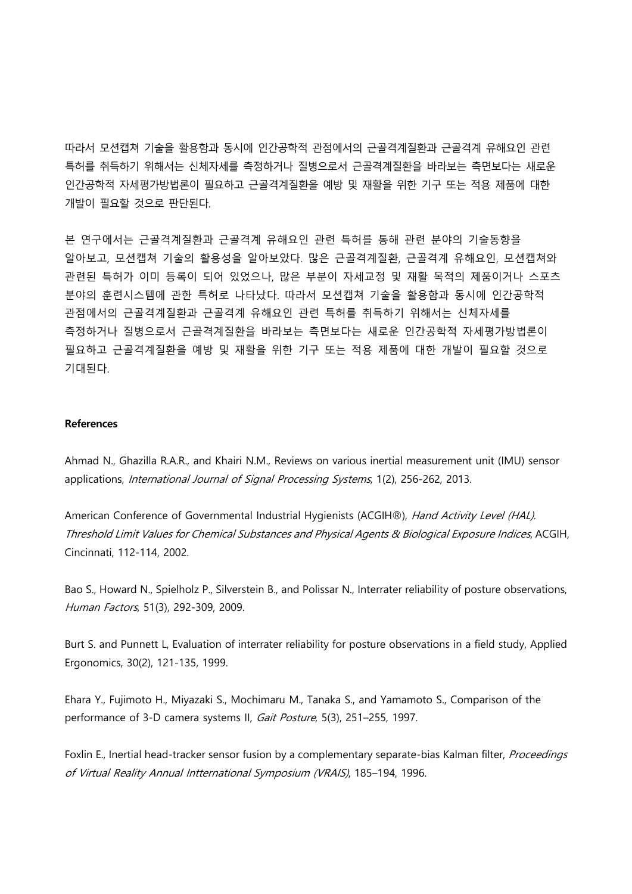따라서 모션캡쳐 기술을 활용함과 동시에 인간공학적 관점에서의 근골격계질환과 근골격계 유해요인 관련 특허를 취득하기 위해서는 신체자세를 측정하거나 질병으로서 근골격계질환을 바라보는 측면보다는 새로운 인간공학적 자세평가방법론이 필요하고 근골격계질환을 예방 및 재활을 위한 기구 또는 적용 제품에 대한 개발이 필요할 것으로 판단된다.

본 연구에서는 근골격계질환과 근골격계 유해요인 관련 특허를 통해 관련 분야의 기술동향을 알아보고, 모션캡쳐 기술의 활용성을 알아보았다. 많은 근골격계질환, 근골격계 유해요인, 모션캡쳐와 관련된 특허가 이미 등록이 되어 있었으나, 많은 부분이 자세교정 및 재활 목적의 제품이거나 스포츠 분야의 훈련시스템에 관한 특허로 나타났다. 따라서 모션캡쳐 기술을 활용함과 동시에 인간공학적 관점에서의 근골격계질환과 근골격계 유해요인 관련 특허를 취득하기 위해서는 신체자세를 측정하거나 질병으로서 근골격계질환을 바라보는 측면보다는 새로운 인간공학적 자세평가방법론이 필요하고 근골격계질환을 예방 및 재활을 위한 기구 또는 적용 제품에 대한 개발이 필요할 것으로 기대된다.

**References**

Ahmad N., Ghazilla R.A.R., and Khairi N.M., Reviews on various inertial measurement unit (IMU) sensor applications, *International Journal of Signal Processing Systems*, 1(2), 256-262, 2013.

American Conference of Governmental Industrial Hygienists (ACGIH®), *Hand Activity Level (HAL). Threshold Limit Values for Chemical Substances and Physical Agents & Biological Exposure Indices*, ACGIH, Cincinnati, 112-114, 2002.

Bao S., Howard N., Spielholz P., Silverstein B., and Polissar N., Interrater reliability of posture observations, *Human Factors*, 51(3), 292-309, 2009.

Burt S. and Punnett L, Evaluation of interrater reliability for posture observations in a field study, Applied Ergonomics, 30(2), 121-135, 1999.

Ehara Y., Fujimoto H., Miyazaki S., Mochimaru M., Tanaka S., and Yamamoto S., Comparison of the performance of 3-D camera systems II, *Gait Posture*, 5(3), 251–255, 1997.

Foxlin E., Inertial head-tracker sensor fusion by a complementary separate-bias Kalman filter, *Proceedings of Virtual Reality Annual Intternational Symposium (VRAIS)*, 185–194, 1996.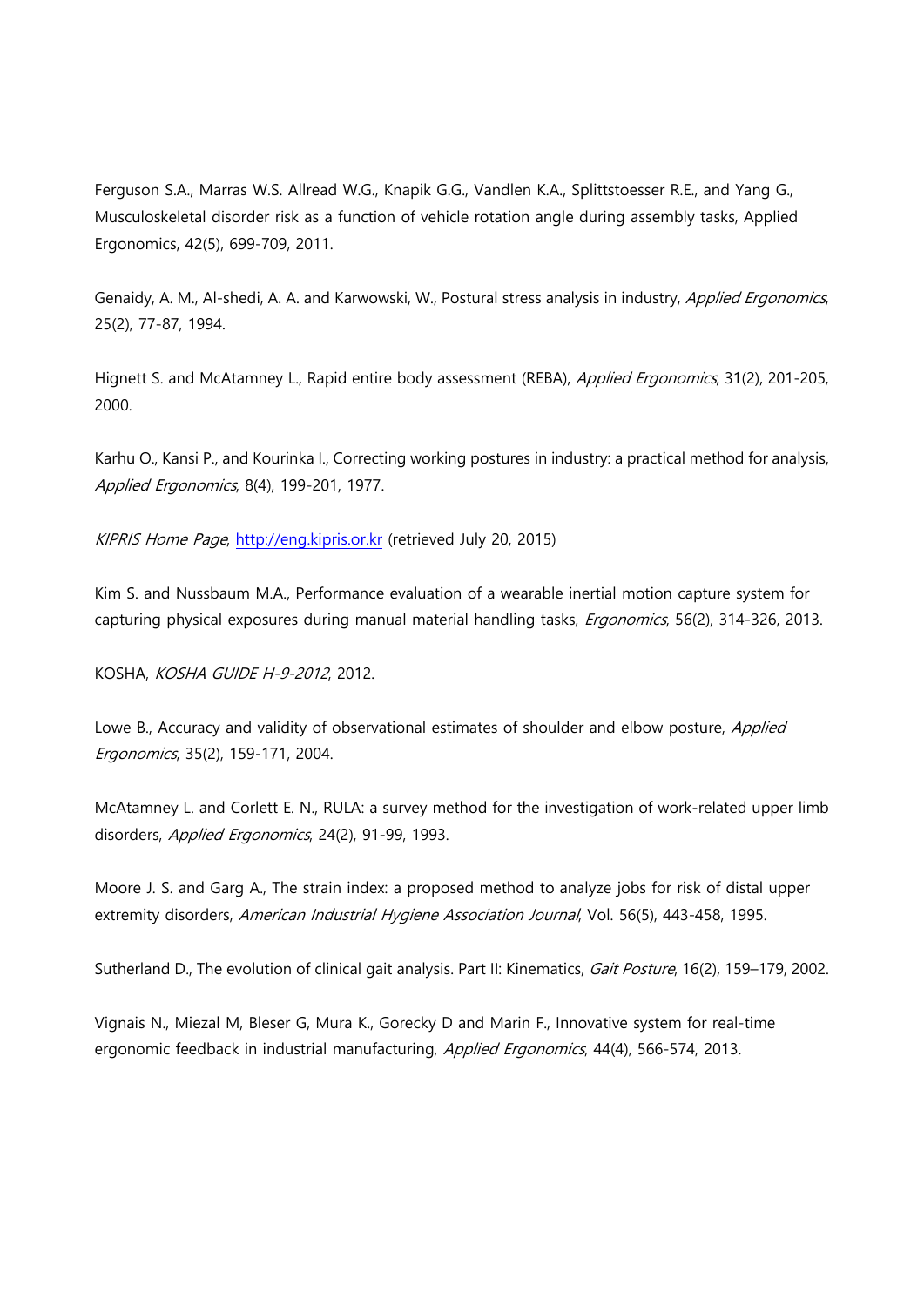Ferguson S.A., Marras W.S. Allread W.G., Knapik G.G., Vandlen K.A., Splittstoesser R.E., and Yang G., Musculoskeletal disorder risk as a function of vehicle rotation angle during assembly tasks, Applied Ergonomics, 42(5), 699-709, 2011.

Genaidy, A. M., Al-shedi, A. A. and Karwowski, W., Postural stress analysis in industry, *Applied Ergonomics*, 25(2), 77-87, 1994.

Hignett S. and McAtamney L., Rapid entire body assessment (REBA), *Applied Ergonomics*, 31(2), 201-205, 2000.

Karhu O., Kansi P., and Kourinka I., Correcting working postures in industry: a practical method for analysis, *Applied Ergonomics*, 8(4), 199-201, 1977.

*KIPRIS Home Page*, http://eng.kipris.or.kr (retrieved July 20, 2015)

Kim S. and Nussbaum M.A., Performance evaluation of a wearable inertial motion capture system for capturing physical exposures during manual material handling tasks, *Ergonomics*, 56(2), 314-326, 2013.

KOSHA, *KOSHA GUIDE H-9-2012*, 2012.

Lowe B., Accuracy and validity of observational estimates of shoulder and elbow posture, *Applied Ergonomics*, 35(2), 159-171, 2004.

McAtamney L. and Corlett E. N., RULA: a survey method for the investigation of work-related upper limb disorders, *Applied Ergonomics*, 24(2), 91-99, 1993.

Moore J. S. and Garg A., The strain index: a proposed method to analyze jobs for risk of distal upper extremity disorders, *American Industrial Hygiene Association Journal*, Vol. 56(5), 443-458, 1995.

Sutherland D., The evolution of clinical gait analysis. Part II: Kinematics, *Gait Posture*, 16(2), 159–179, 2002.

Vignais N., Miezal M, Bleser G, Mura K., Gorecky D and Marin F., Innovative system for real-time ergonomic feedback in industrial manufacturing, *Applied Ergonomics*, 44(4), 566-574, 2013.